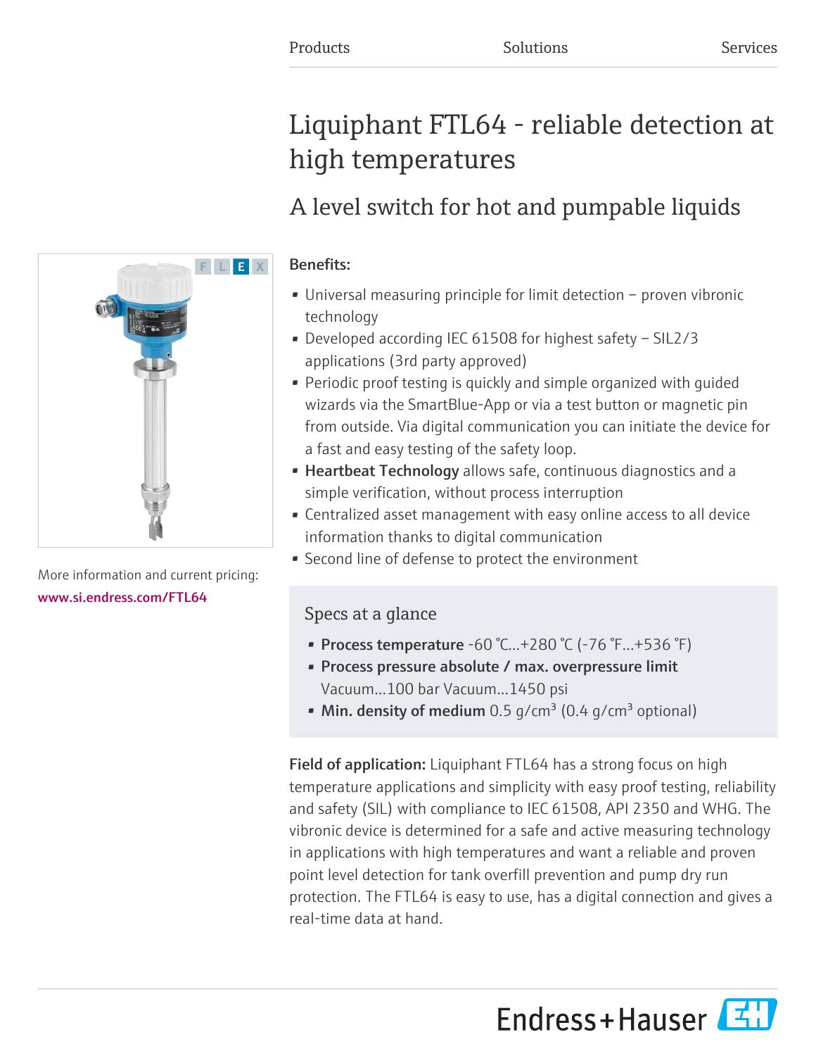Products Solutions Services

# Liquiphant FTL64 - reliable detection at high temperatures

## A level switch for hot and pumpable liquids

More information and current pricing:
www.si.endress.com/FTL64

**Benefits:**

- Universal measuring principle for limit detection – proven vibronic technology
- Developed according IEC 61508 for highest safety – SIL2/3 applications (3rd party approved)
- Periodic proof testing is quickly and simple organized with guided wizards via the SmartBlue-App or via a test button or magnetic pin from outside. Via digital communication you can initiate the device for a fast and easy testing of the safety loop.
- **Heartbeat Technology** allows safe, continuous diagnostics and a simple verification, without process interruption
- Centralized asset management with easy online access to all device information thanks to digital communication
- Second line of defense to protect the environment

### Specs at a glance

- **Process temperature** -60 °C...+280 °C (-76 °F...+536 °F)
- **Process pressure absolute / max. overpressure limit** Vacuum...100 bar Vacuum...1450 psi
- **Min. density of medium** 0.5 g/cm³ (0.4 g/cm³ optional)

**Field of application:** Liquiphant FTL64 has a strong focus on high temperature applications and simplicity with easy proof testing, reliability and safety (SIL) with compliance to IEC 61508, API 2350 and WHG. The vibronic device is determined for a safe and active measuring technology in applications with high temperatures and want a reliable and proven point level detection for tank overfill prevention and pump dry run protection. The FTL64 is easy to use, has a digital connection and gives a real-time data at hand.

Endress+Hauser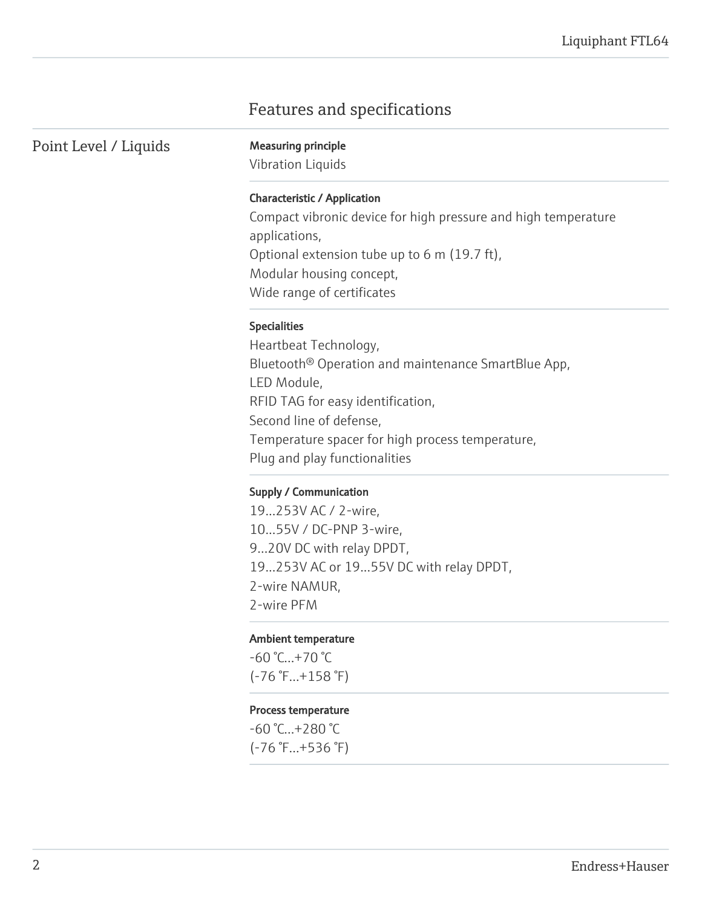# Features and specifications

## Point Level / Liquids

**Measuring principle**

Vibration Liquids

**Characteristic / Application**

Compact vibronic device for high pressure and high temperature applications,
Optional extension tube up to 6 m (19.7 ft),
Modular housing concept,
Wide range of certificates

**Specialities**

Heartbeat Technology,
Bluetooth® Operation and maintenance SmartBlue App,
LED Module,
RFID TAG for easy identification,
Second line of defense,
Temperature spacer for high process temperature,
Plug and play functionalities

**Supply / Communication**

19...253V AC / 2-wire,
10...55V / DC-PNP 3-wire,
9...20V DC with relay DPDT,
19...253V AC or 19...55V DC with relay DPDT,
2-wire NAMUR,
2-wire PFM

**Ambient temperature**

-60 °C...+70 °C
(-76 °F...+158 °F)

**Process temperature**

-60 °C...+280 °C
(-76 °F...+536 °F)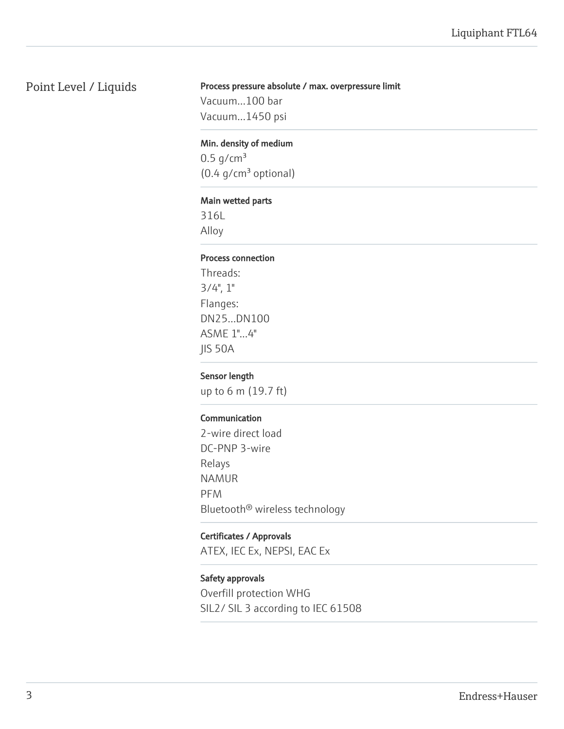# Point Level / Liquids

**Process pressure absolute / max. overpressure limit**

Vacuum...100 bar
Vacuum...1450 psi

**Min. density of medium**

0.5 g/cm³
(0.4 g/cm³ optional)

**Main wetted parts**

316L
Alloy

**Process connection**

Threads:
3/4", 1"
Flanges:
DN25...DN100
ASME 1"...4"
JIS 50A

**Sensor length**

up to 6 m (19.7 ft)

**Communication**

2-wire direct load
DC-PNP 3-wire
Relays
NAMUR
PFM
Bluetooth® wireless technology

**Certificates / Approvals**

ATEX, IEC Ex, NEPSI, EAC Ex

**Safety approvals**

Overfill protection WHG
SIL2/ SIL 3 according to IEC 61508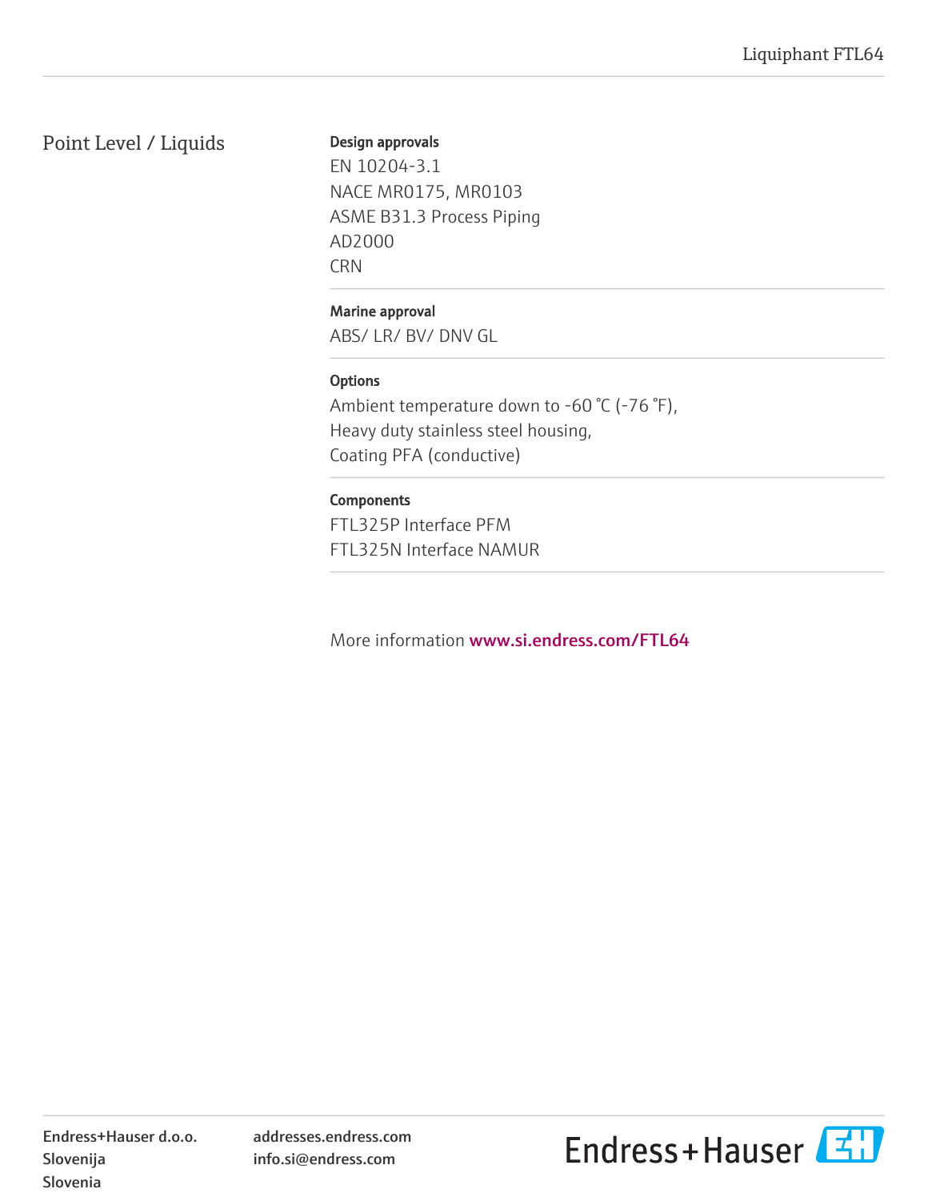## Point Level / Liquids

**Design approvals**

EN 10204-3.1
NACE MR0175, MR0103
ASME B31.3 Process Piping
AD2000
CRN

**Marine approval**

ABS/ LR/ BV/ DNV GL

**Options**

Ambient temperature down to -60 °C (-76 °F),
Heavy duty stainless steel housing,
Coating PFA (conductive)

**Components**

FTL325P Interface PFM
FTL325N Interface NAMUR

More information **www.si.endress.com/FTL64**

Endress+Hauser d.o.o.
Slovenija
Slovenia

addresses.endress.com
info.si@endress.com

Endress+Hauser